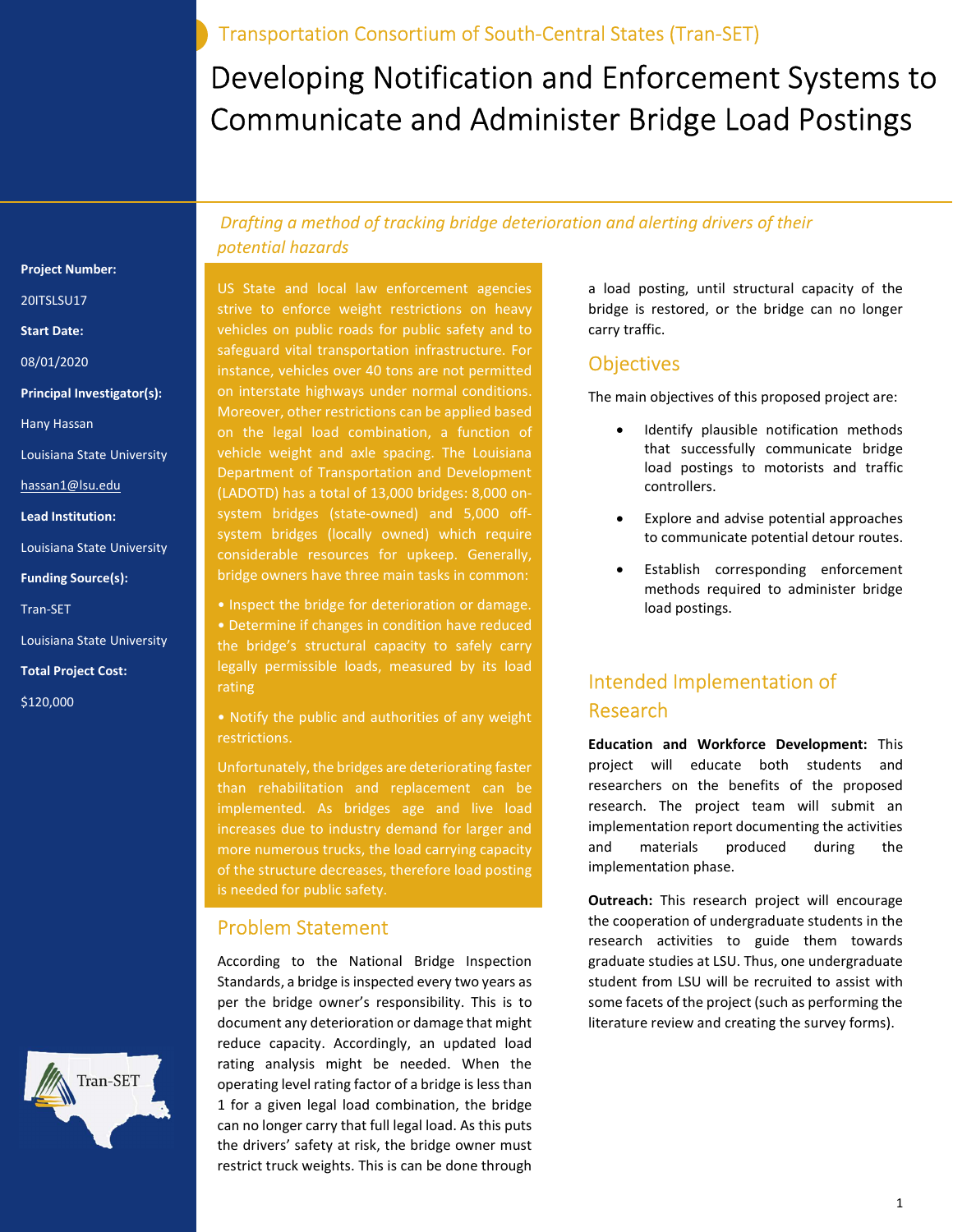Transportation Consortium of South-Central States (Tran-SET)

# Developing Notification and Enforcement Systems to Communicate and Administer Bridge Load Postings

*Drafting a method of tracking bridge deterioration and alerting drivers of their potential hazards*

**Project Number:**

20ITSLSU17

**Start Date:**

08/01/2020

**Principal Investigator(s):**

Hany Hassan

Louisiana State University

hassan1@lsu.edu

**Lead Institution:**

Louisiana State University

**Funding Source(s):**

Tran-SET

Louisiana State University

**Total Project Cost:**

$120,000

US State and local law enforcement agencies strive to enforce weight restrictions on heavy vehicles on public roads for public safety and to safeguard vital transportation infrastructure. For instance, vehicles over 40 tons are not permitted on interstate highways under normal conditions. Moreover, other restrictions can be applied based on the legal load combination, a function of vehicle weight and axle spacing. The Louisiana Department of Transportation and Development (LADOTD) has a total of 13,000 bridges: 8,000 on-system bridges (state-owned) and 5,000 off-system bridges (locally owned) which require considerable resources for upkeep. Generally, bridge owners have three main tasks in common:

- Inspect the bridge for deterioration or damage.
- Determine if changes in condition have reduced the bridge's structural capacity to safely carry legally permissible loads, measured by its load rating
- Notify the public and authorities of any weight restrictions.

Unfortunately, the bridges are deteriorating faster than rehabilitation and replacement can be implemented. As bridges age and live load increases due to industry demand for larger and more numerous trucks, the load carrying capacity of the structure decreases, therefore load posting is needed for public safety.

## Problem Statement

According to the National Bridge Inspection Standards, a bridge is inspected every two years as per the bridge owner's responsibility. This is to document any deterioration or damage that might reduce capacity. Accordingly, an updated load rating analysis might be needed. When the operating level rating factor of a bridge is less than 1 for a given legal load combination, the bridge can no longer carry that full legal load. As this puts the drivers' safety at risk, the bridge owner must restrict truck weights. This is can be done through a load posting, until structural capacity of the bridge is restored, or the bridge can no longer carry traffic.

## Objectives

The main objectives of this proposed project are:

- Identify plausible notification methods that successfully communicate bridge load postings to motorists and traffic controllers.
- Explore and advise potential approaches to communicate potential detour routes.
- Establish corresponding enforcement methods required to administer bridge load postings.

## Intended Implementation of Research

**Education and Workforce Development:** This project will educate both students and researchers on the benefits of the proposed research. The project team will submit an implementation report documenting the activities and materials produced during the implementation phase.

**Outreach:** This research project will encourage the cooperation of undergraduate students in the research activities to guide them towards graduate studies at LSU. Thus, one undergraduate student from LSU will be recruited to assist with some facets of the project (such as performing the literature review and creating the survey forms).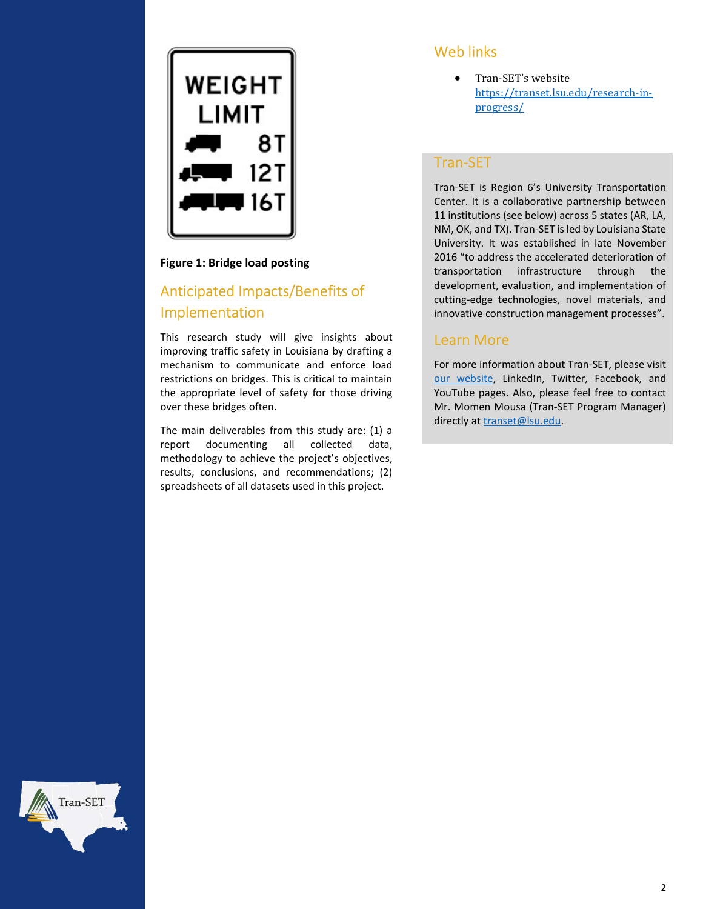WEIGHT
LIMIT
8T
12T
16T

**Figure 1: Bridge load posting**

## Anticipated Impacts/Benefits of Implementation

This research study will give insights about improving traffic safety in Louisiana by drafting a mechanism to communicate and enforce load restrictions on bridges. This is critical to maintain the appropriate level of safety for those driving over these bridges often.

The main deliverables from this study are: (1) a report documenting all collected data, methodology to achieve the project's objectives, results, conclusions, and recommendations; (2) spreadsheets of all datasets used in this project.

## Web links

- Tran-SET's website https://transet.lsu.edu/research-in-progress/

## Tran-SET

Tran-SET is Region 6's University Transportation Center. It is a collaborative partnership between 11 institutions (see below) across 5 states (AR, LA, NM, OK, and TX). Tran-SET is led by Louisiana State University. It was established in late November 2016 "to address the accelerated deterioration of transportation infrastructure through the development, evaluation, and implementation of cutting-edge technologies, novel materials, and innovative construction management processes".

## Learn More

For more information about Tran-SET, please visit our website, LinkedIn, Twitter, Facebook, and YouTube pages. Also, please feel free to contact Mr. Momen Mousa (Tran-SET Program Manager) directly at transet@lsu.edu.